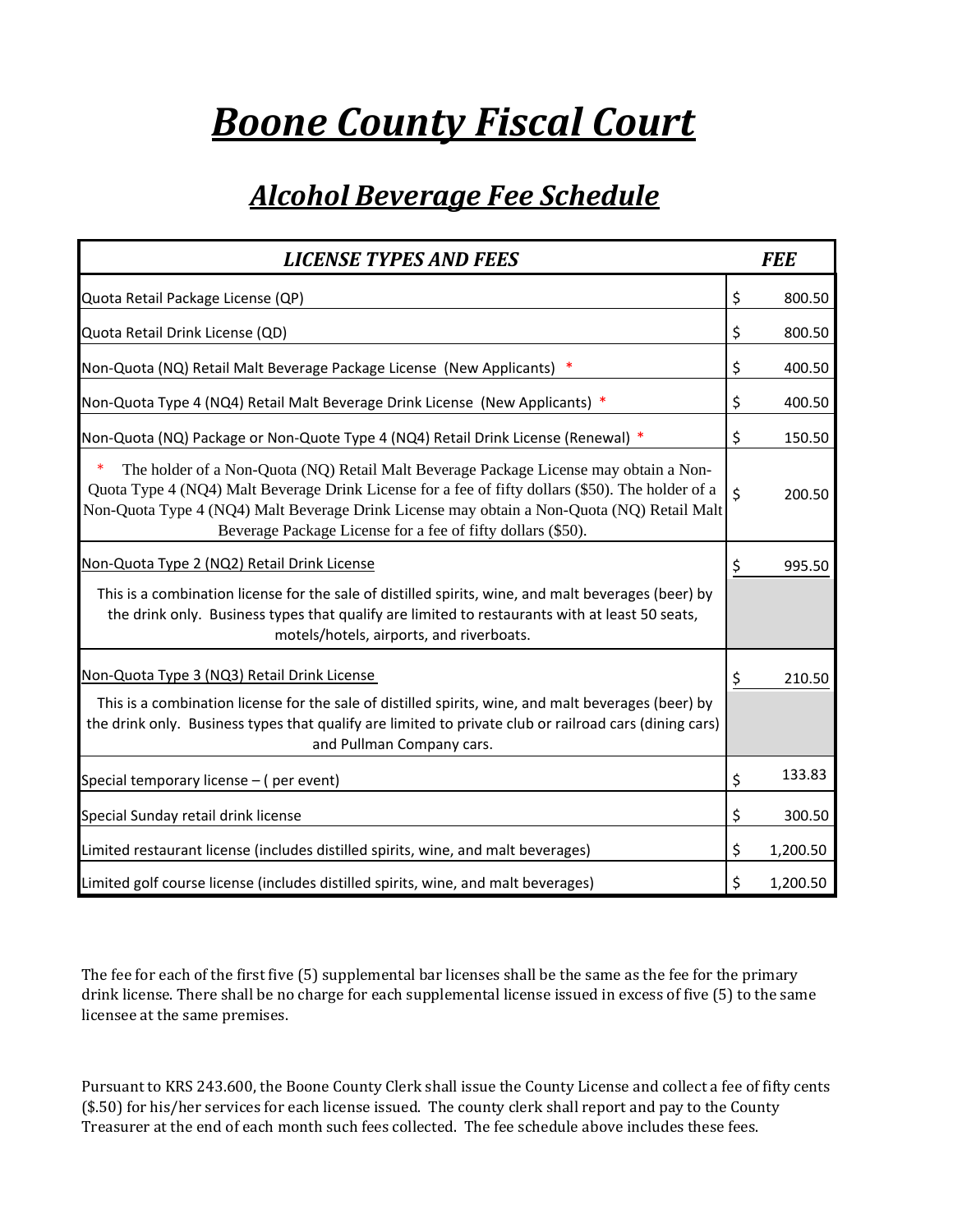# *Boone County Fiscal Court*

## *Alcohol Beverage Fee Schedule*

| *LICENSE TYPES AND FEES* | *FEE* |
|---|---|
| Quota Retail Package License (QP) | $ 800.50 |
| Quota Retail Drink License (QD) | $ 800.50 |
| Non-Quota (NQ) Retail Malt Beverage Package License (New Applicants) * | $ 400.50 |
| Non-Quota Type 4 (NQ4) Retail Malt Beverage Drink License (New Applicants) * | $ 400.50 |
| Non-Quota (NQ) Package or Non-Quote Type 4 (NQ4) Retail Drink License (Renewal) * | $ 150.50 |
| * The holder of a Non-Quota (NQ) Retail Malt Beverage Package License may obtain a Non-Quota Type 4 (NQ4) Malt Beverage Drink License for a fee of fifty dollars ($50). The holder of a Non-Quota Type 4 (NQ4) Malt Beverage Drink License may obtain a Non-Quota (NQ) Retail Malt Beverage Package License for a fee of fifty dollars ($50). | $ 200.50 |
| Non-Quota Type 2 (NQ2) Retail Drink License<br>This is a combination license for the sale of distilled spirits, wine, and malt beverages (beer) by the drink only. Business types that qualify are limited to restaurants with at least 50 seats, motels/hotels, airports, and riverboats. | $ 995.50 |
| Non-Quota Type 3 (NQ3) Retail Drink License<br>This is a combination license for the sale of distilled spirits, wine, and malt beverages (beer) by the drink only. Business types that qualify are limited to private club or railroad cars (dining cars) and Pullman Company cars. | $ 210.50 |
| Special temporary license – ( per event) | $ 133.83 |
| Special Sunday retail drink license | $ 300.50 |
| Limited restaurant license (includes distilled spirits, wine, and malt beverages) | $ 1,200.50 |
| Limited golf course license (includes distilled spirits, wine, and malt beverages) | $ 1,200.50 |

The fee for each of the first five (5) supplemental bar licenses shall be the same as the fee for the primary drink license. There shall be no charge for each supplemental license issued in excess of five (5) to the same licensee at the same premises.

Pursuant to KRS 243.600, the Boone County Clerk shall issue the County License and collect a fee of fifty cents ($.50) for his/her services for each license issued. The county clerk shall report and pay to the County Treasurer at the end of each month such fees collected. The fee schedule above includes these fees.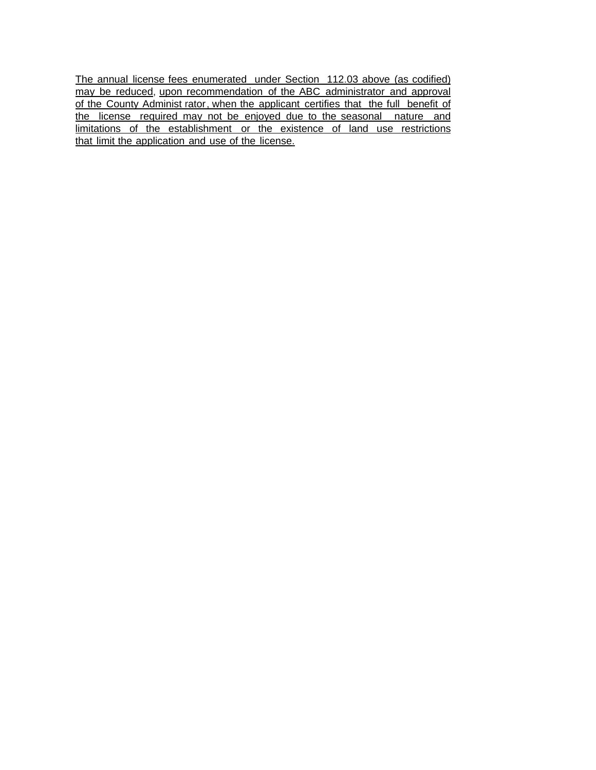The annual license fees enumerated under Section 112.03 above (as codified) may be reduced, upon recommendation of the ABC administrator and approval of the County Administrator, when the applicant certifies that the full benefit of the license required may not be enjoyed due to the seasonal nature and limitations of the establishment or the existence of land use restrictions that limit the application and use of the license.